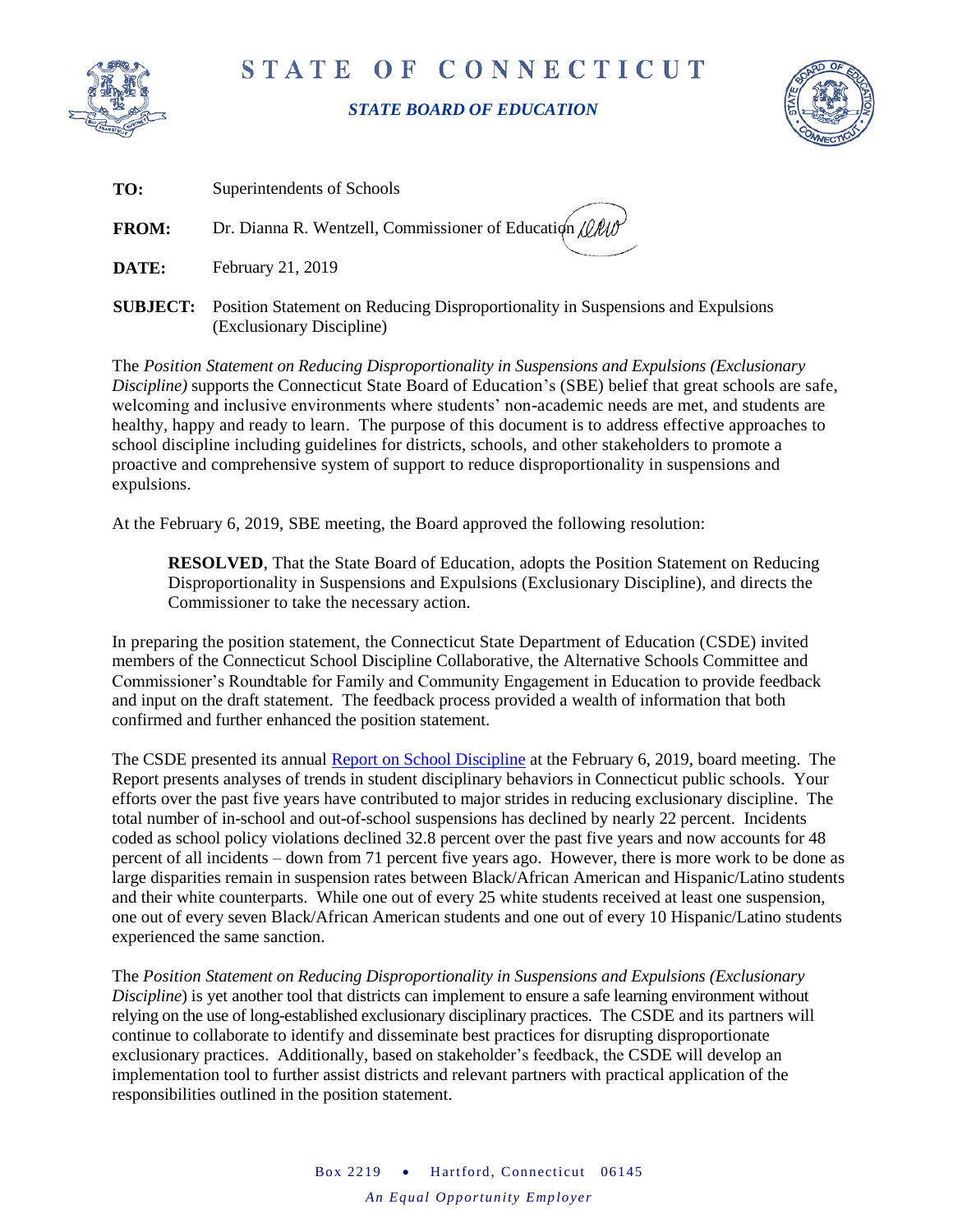# STATE OF CONNECTICUT

## *STATE BOARD OF EDUCATION*

**TO:** Superintendents of Schools

**FROM:** Dr. Dianna R. Wentzell, Commissioner of Education

**DATE:** February 21, 2019

**SUBJECT:** Position Statement on Reducing Disproportionality in Suspensions and Expulsions (Exclusionary Discipline)

The *Position Statement on Reducing Disproportionality in Suspensions and Expulsions (Exclusionary Discipline)* supports the Connecticut State Board of Education's (SBE) belief that great schools are safe, welcoming and inclusive environments where students' non-academic needs are met, and students are healthy, happy and ready to learn. The purpose of this document is to address effective approaches to school discipline including guidelines for districts, schools, and other stakeholders to promote a proactive and comprehensive system of support to reduce disproportionality in suspensions and expulsions.

At the February 6, 2019, SBE meeting, the Board approved the following resolution:

> **RESOLVED**, That the State Board of Education, adopts the Position Statement on Reducing Disproportionality in Suspensions and Expulsions (Exclusionary Discipline), and directs the Commissioner to take the necessary action.

In preparing the position statement, the Connecticut State Department of Education (CSDE) invited members of the Connecticut School Discipline Collaborative, the Alternative Schools Committee and Commissioner's Roundtable for Family and Community Engagement in Education to provide feedback and input on the draft statement. The feedback process provided a wealth of information that both confirmed and further enhanced the position statement.

The CSDE presented its annual Report on School Discipline at the February 6, 2019, board meeting. The Report presents analyses of trends in student disciplinary behaviors in Connecticut public schools. Your efforts over the past five years have contributed to major strides in reducing exclusionary discipline. The total number of in-school and out-of-school suspensions has declined by nearly 22 percent. Incidents coded as school policy violations declined 32.8 percent over the past five years and now accounts for 48 percent of all incidents – down from 71 percent five years ago. However, there is more work to be done as large disparities remain in suspension rates between Black/African American and Hispanic/Latino students and their white counterparts. While one out of every 25 white students received at least one suspension, one out of every seven Black/African American students and one out of every 10 Hispanic/Latino students experienced the same sanction.

The *Position Statement on Reducing Disproportionality in Suspensions and Expulsions (Exclusionary Discipline*) is yet another tool that districts can implement to ensure a safe learning environment without relying on the use of long-established exclusionary disciplinary practices. The CSDE and its partners will continue to collaborate to identify and disseminate best practices for disrupting disproportionate exclusionary practices. Additionally, based on stakeholder's feedback, the CSDE will develop an implementation tool to further assist districts and relevant partners with practical application of the responsibilities outlined in the position statement.

Box 2219 • Hartford, Connecticut 06145

*An Equal Opportunity Employer*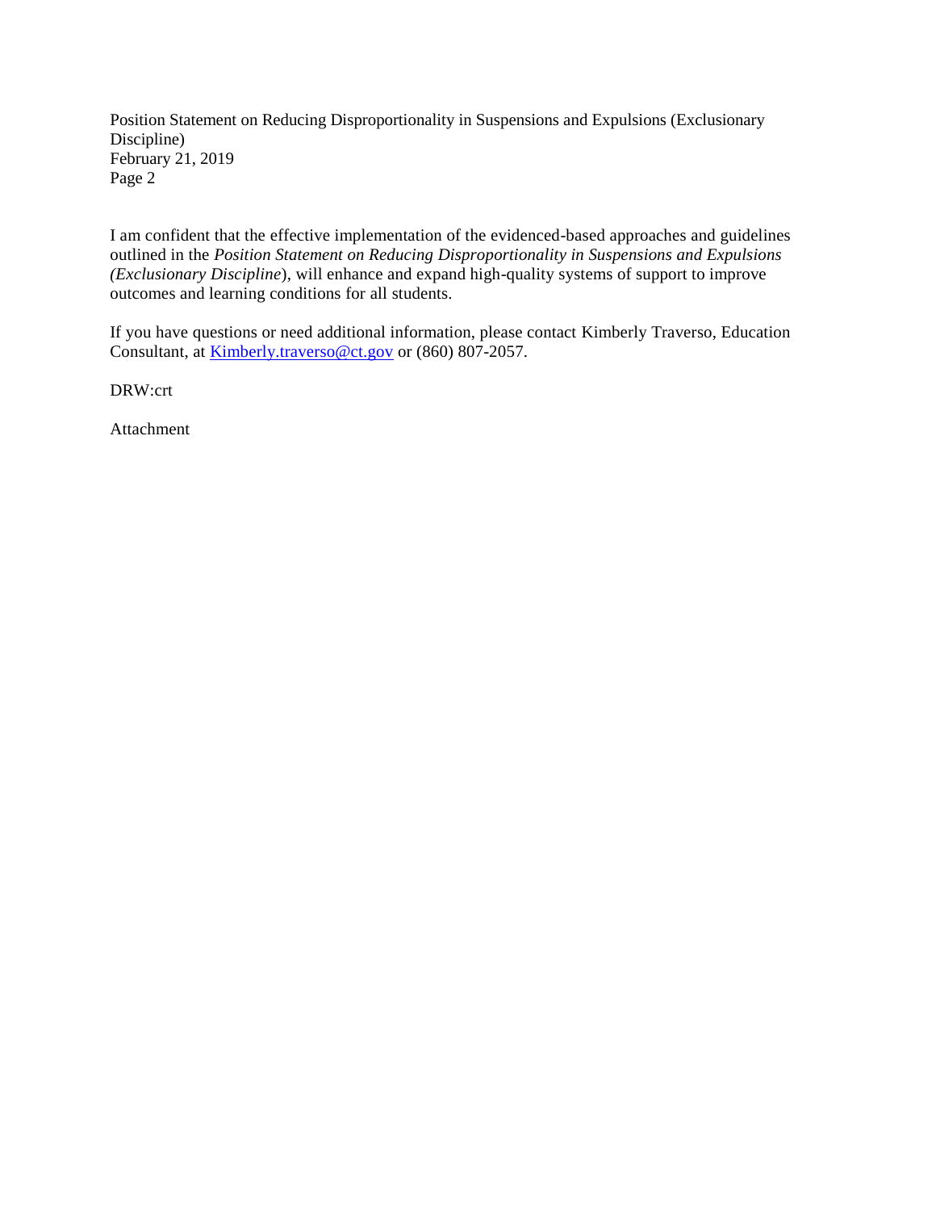I am confident that the effective implementation of the evidenced-based approaches and guidelines outlined in the *Position Statement on Reducing Disproportionality in Suspensions and Expulsions (Exclusionary Discipline*), will enhance and expand high-quality systems of support to improve outcomes and learning conditions for all students.

If you have questions or need additional information, please contact Kimberly Traverso, Education Consultant, at Kimberly.traverso@ct.gov or (860) 807-2057.

DRW:crt

Attachment